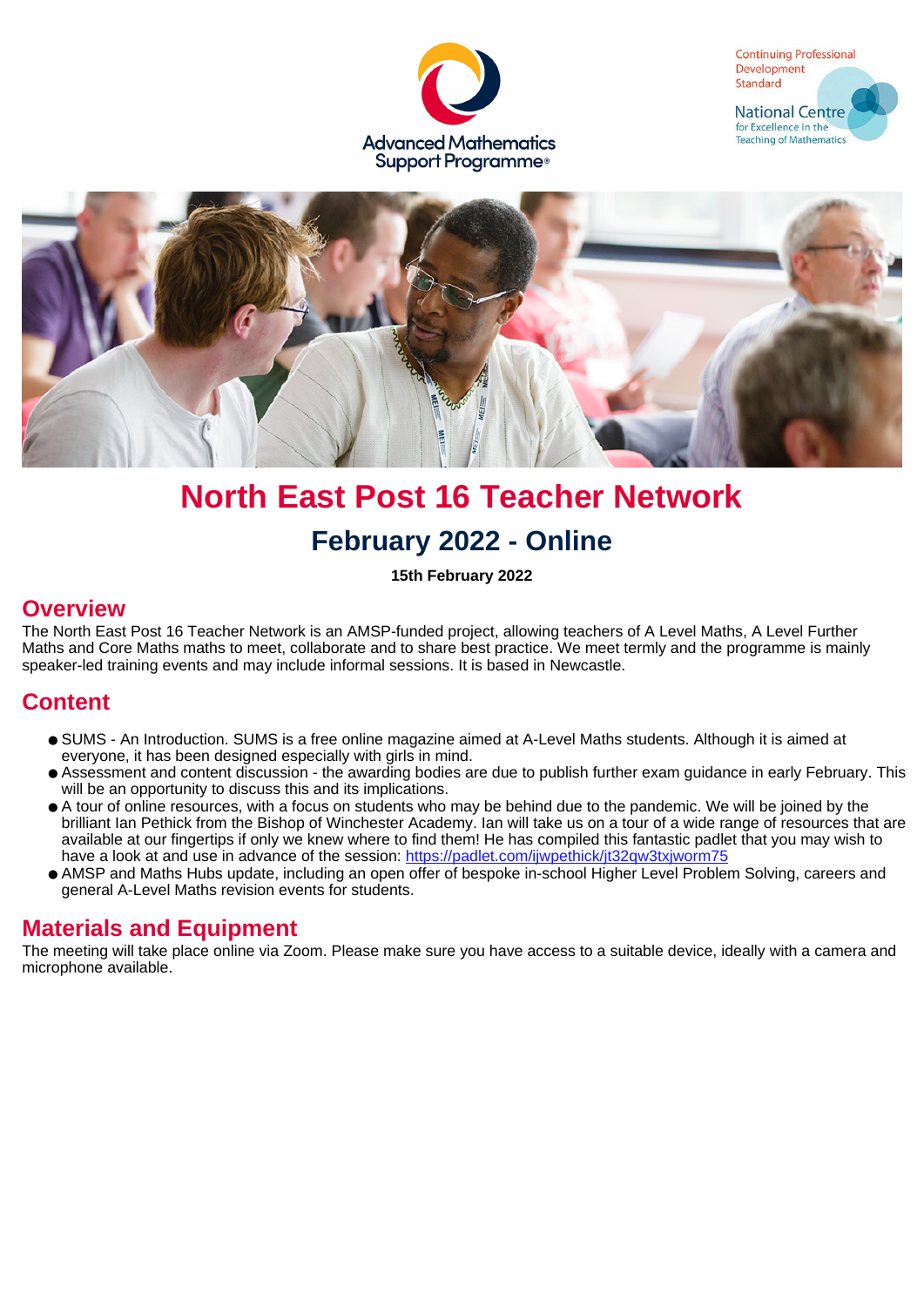Advanced Mathematics Support Programme

Continuing Professional Development Standard

National Centre for Excellence in the Teaching of Mathematics

# North East Post 16 Teacher Network

## February 2022 - Online

**15th February 2022**

## Overview

The North East Post 16 Teacher Network is an AMSP-funded project, allowing teachers of A Level Maths, A Level Further Maths and Core Maths maths to meet, collaborate and to share best practice. We meet termly and the programme is mainly speaker-led training events and may include informal sessions. It is based in Newcastle.

## Content

- SUMS - An Introduction. SUMS is a free online magazine aimed at A-Level Maths students. Although it is aimed at everyone, it has been designed especially with girls in mind.
- Assessment and content discussion - the awarding bodies are due to publish further exam guidance in early February. This will be an opportunity to discuss this and its implications.
- A tour of online resources, with a focus on students who may be behind due to the pandemic. We will be joined by the brilliant Ian Pethick from the Bishop of Winchester Academy. Ian will take us on a tour of a wide range of resources that are available at our fingertips if only we knew where to find them! He has compiled this fantastic padlet that you may wish to have a look at and use in advance of the session: https://padlet.com/ijwpethick/jt32qw3txjworm75
- AMSP and Maths Hubs update, including an open offer of bespoke in-school Higher Level Problem Solving, careers and general A-Level Maths revision events for students.

## Materials and Equipment

The meeting will take place online via Zoom. Please make sure you have access to a suitable device, ideally with a camera and microphone available.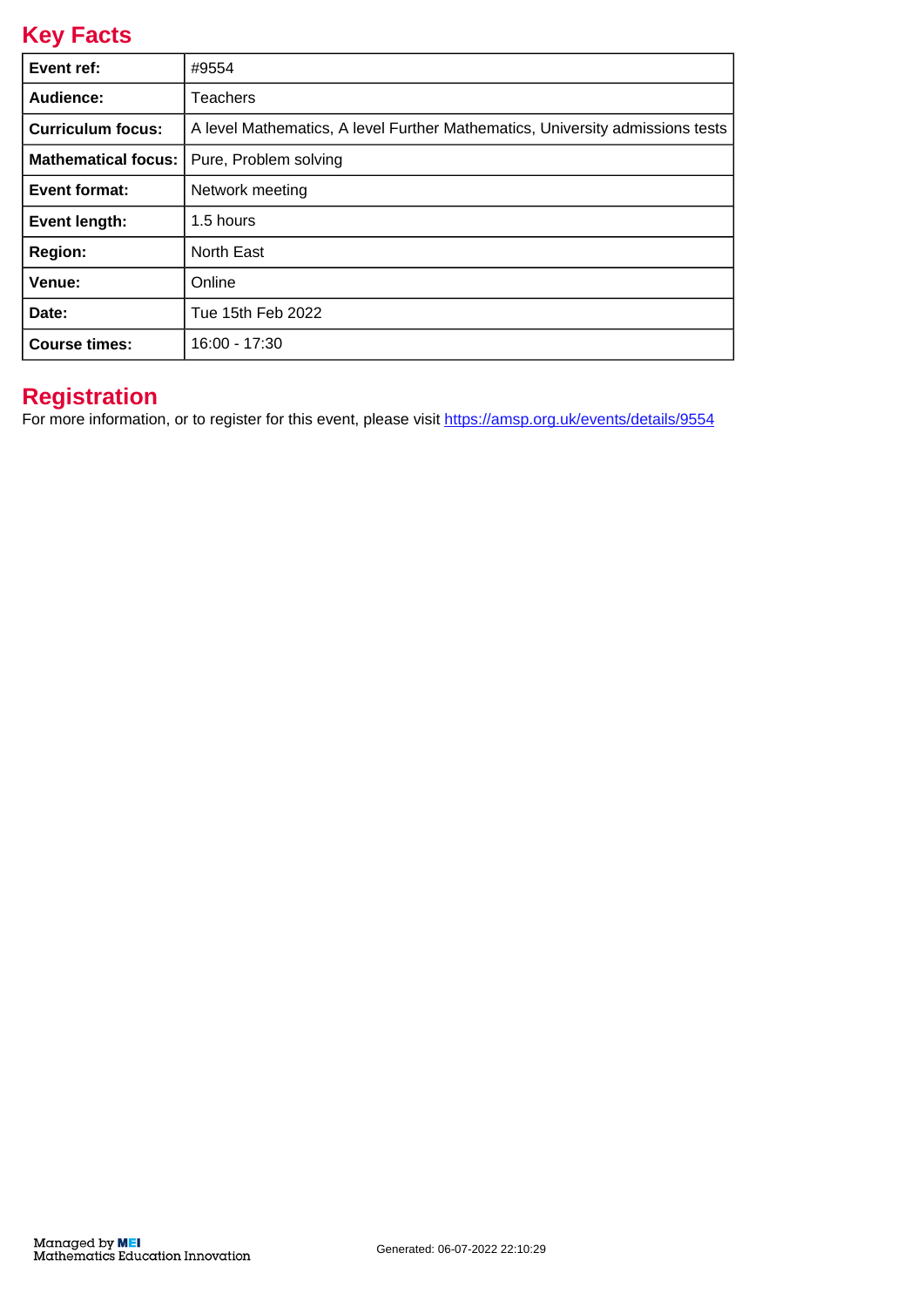## Key Facts

| | |
|---|---|
| **Event ref:** | #9554 |
| **Audience:** | Teachers |
| **Curriculum focus:** | A level Mathematics, A level Further Mathematics, University admissions tests |
| **Mathematical focus:** | Pure, Problem solving |
| **Event format:** | Network meeting |
| **Event length:** | 1.5 hours |
| **Region:** | North East |
| **Venue:** | Online |
| **Date:** | Tue 15th Feb 2022 |
| **Course times:** | 16:00 - 17:30 |

## Registration

For more information, or to register for this event, please visit https://amsp.org.uk/events/details/9554